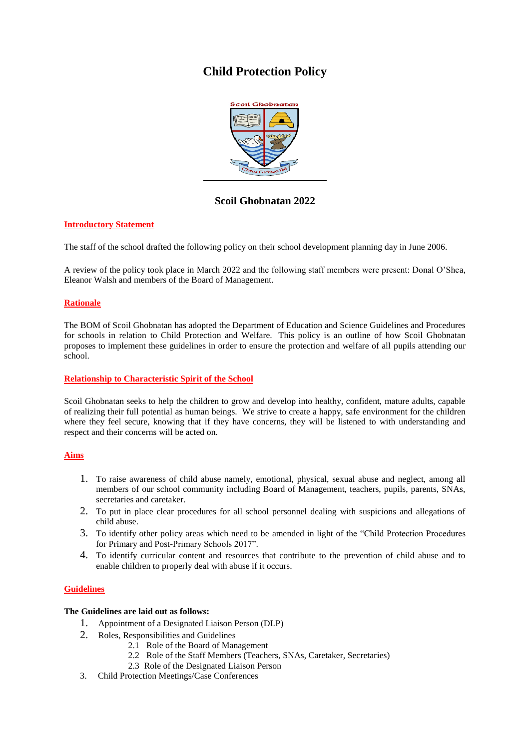# Child Protection Policy

## Scoil Ghobnatan 2022

### Introductory Statement

The staff of the school drafted the following policy on their school development planning day in June 2006.

A review of the policy took place in March 2022 and the following staff members were present: Donal O'Shea, Eleanor Walsh and members of the Board of Management.

### Rationale

The BOM of Scoil Ghobnatan has adopted the Department of Education and Science Guidelines and Procedures for schools in relation to Child Protection and Welfare. This policy is an outline of how Scoil Ghobnatan proposes to implement these guidelines in order to ensure the protection and welfare of all pupils attending our school.

### Relationship to Characteristic Spirit of the School

Scoil Ghobnatan seeks to help the children to grow and develop into healthy, confident, mature adults, capable of realizing their full potential as human beings. We strive to create a happy, safe environment for the children where they feel secure, knowing that if they have concerns, they will be listened to with understanding and respect and their concerns will be acted on.

### Aims

1. To raise awareness of child abuse namely, emotional, physical, sexual abuse and neglect, among all members of our school community including Board of Management, teachers, pupils, parents, SNAs, secretaries and caretaker.
2. To put in place clear procedures for all school personnel dealing with suspicions and allegations of child abuse.
3. To identify other policy areas which need to be amended in light of the "Child Protection Procedures for Primary and Post-Primary Schools 2017".
4. To identify curricular content and resources that contribute to the prevention of child abuse and to enable children to properly deal with abuse if it occurs.

### Guidelines

**The Guidelines are laid out as follows:**

1. Appointment of a Designated Liaison Person (DLP)
2. Roles, Responsibilities and Guidelines
    - 2.1 Role of the Board of Management
    - 2.2 Role of the Staff Members (Teachers, SNAs, Caretaker, Secretaries)
    - 2.3 Role of the Designated Liaison Person
3. Child Protection Meetings/Case Conferences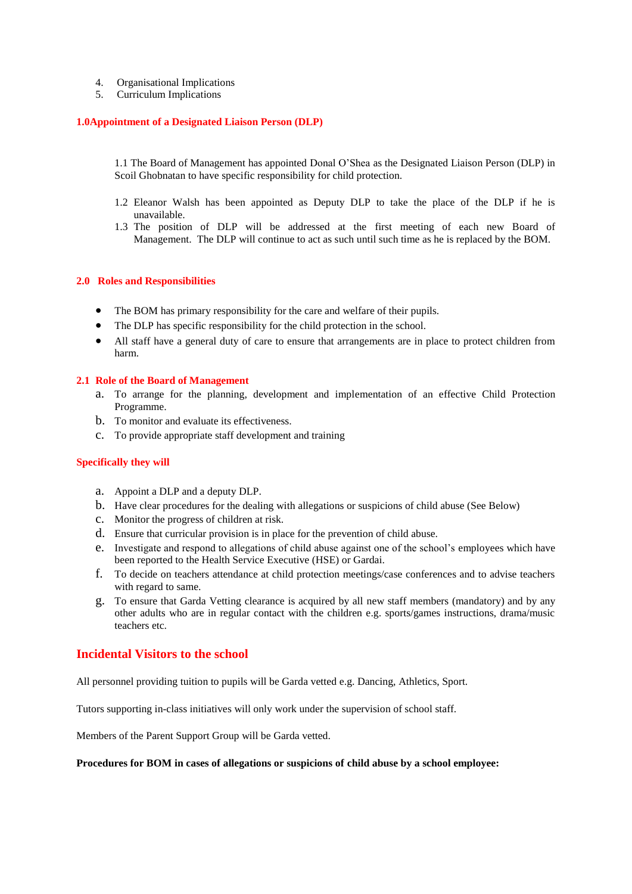4. Organisational Implications
5. Curriculum Implications

## 1.0Appointment of a Designated Liaison Person (DLP)

1.1 The Board of Management has appointed Donal O'Shea as the Designated Liaison Person (DLP) in Scoil Ghobnatan to have specific responsibility for child protection.

1.2 Eleanor Walsh has been appointed as Deputy DLP to take the place of the DLP if he is unavailable.

1.3 The position of DLP will be addressed at the first meeting of each new Board of Management. The DLP will continue to act as such until such time as he is replaced by the BOM.

## 2.0 Roles and Responsibilities

- The BOM has primary responsibility for the care and welfare of their pupils.
- The DLP has specific responsibility for the child protection in the school.
- All staff have a general duty of care to ensure that arrangements are in place to protect children from harm.

### 2.1 Role of the Board of Management

a. To arrange for the planning, development and implementation of an effective Child Protection Programme.
b. To monitor and evaluate its effectiveness.
c. To provide appropriate staff development and training

### Specifically they will

a. Appoint a DLP and a deputy DLP.
b. Have clear procedures for the dealing with allegations or suspicions of child abuse (See Below)
c. Monitor the progress of children at risk.
d. Ensure that curricular provision is in place for the prevention of child abuse.
e. Investigate and respond to allegations of child abuse against one of the school's employees which have been reported to the Health Service Executive (HSE) or Gardai.
f. To decide on teachers attendance at child protection meetings/case conferences and to advise teachers with regard to same.
g. To ensure that Garda Vetting clearance is acquired by all new staff members (mandatory) and by any other adults who are in regular contact with the children e.g. sports/games instructions, drama/music teachers etc.

## Incidental Visitors to the school

All personnel providing tuition to pupils will be Garda vetted e.g. Dancing, Athletics, Sport.

Tutors supporting in-class initiatives will only work under the supervision of school staff.

Members of the Parent Support Group will be Garda vetted.

**Procedures for BOM in cases of allegations or suspicions of child abuse by a school employee:**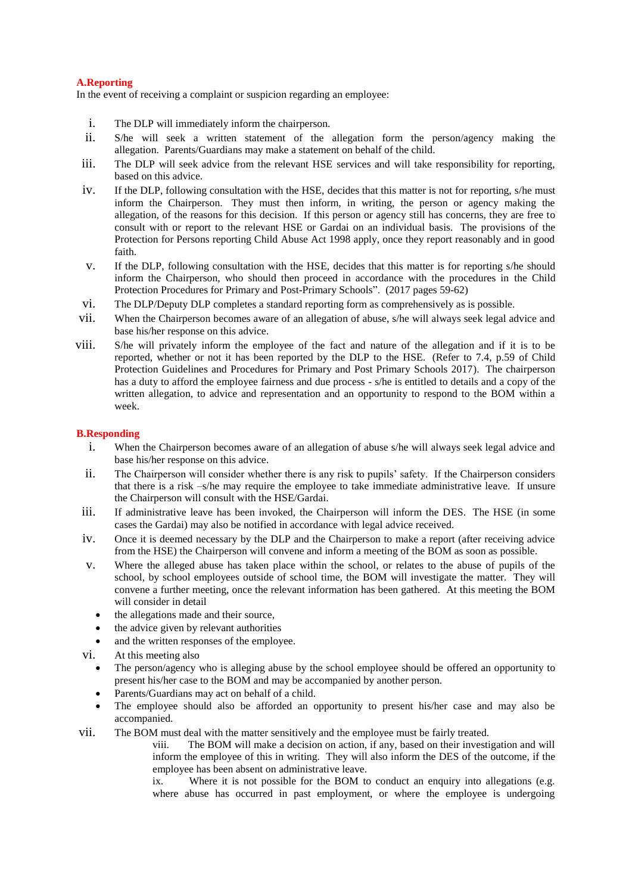**A.Reporting**

In the event of receiving a complaint or suspicion regarding an employee:

i. The DLP will immediately inform the chairperson.

ii. S/he will seek a written statement of the allegation form the person/agency making the allegation. Parents/Guardians may make a statement on behalf of the child.

iii. The DLP will seek advice from the relevant HSE services and will take responsibility for reporting, based on this advice.

iv. If the DLP, following consultation with the HSE, decides that this matter is not for reporting, s/he must inform the Chairperson. They must then inform, in writing, the person or agency making the allegation, of the reasons for this decision. If this person or agency still has concerns, they are free to consult with or report to the relevant HSE or Gardai on an individual basis. The provisions of the Protection for Persons reporting Child Abuse Act 1998 apply, once they report reasonably and in good faith.

v. If the DLP, following consultation with the HSE, decides that this matter is for reporting s/he should inform the Chairperson, who should then proceed in accordance with the procedures in the Child Protection Procedures for Primary and Post-Primary Schools". (2017 pages 59-62)

vi. The DLP/Deputy DLP completes a standard reporting form as comprehensively as is possible.

vii. When the Chairperson becomes aware of an allegation of abuse, s/he will always seek legal advice and base his/her response on this advice.

viii. S/he will privately inform the employee of the fact and nature of the allegation and if it is to be reported, whether or not it has been reported by the DLP to the HSE. (Refer to 7.4, p.59 of Child Protection Guidelines and Procedures for Primary and Post Primary Schools 2017). The chairperson has a duty to afford the employee fairness and due process - s/he is entitled to details and a copy of the written allegation, to advice and representation and an opportunity to respond to the BOM within a week.

**B.Responding**

i. When the Chairperson becomes aware of an allegation of abuse s/he will always seek legal advice and base his/her response on this advice.

ii. The Chairperson will consider whether there is any risk to pupils' safety. If the Chairperson considers that there is a risk –s/he may require the employee to take immediate administrative leave. If unsure the Chairperson will consult with the HSE/Gardai.

iii. If administrative leave has been invoked, the Chairperson will inform the DES. The HSE (in some cases the Gardai) may also be notified in accordance with legal advice received.

iv. Once it is deemed necessary by the DLP and the Chairperson to make a report (after receiving advice from the HSE) the Chairperson will convene and inform a meeting of the BOM as soon as possible.

v. Where the alleged abuse has taken place within the school, or relates to the abuse of pupils of the school, by school employees outside of school time, the BOM will investigate the matter. They will convene a further meeting, once the relevant information has been gathered. At this meeting the BOM will consider in detail
- the allegations made and their source,
- the advice given by relevant authorities
- and the written responses of the employee.

vi. At this meeting also
- The person/agency who is alleging abuse by the school employee should be offered an opportunity to present his/her case to the BOM and may be accompanied by another person.
- Parents/Guardians may act on behalf of a child.
- The employee should also be afforded an opportunity to present his/her case and may also be accompanied.

vii. The BOM must deal with the matter sensitively and the employee must be fairly treated.

viii. The BOM will make a decision on action, if any, based on their investigation and will inform the employee of this in writing. They will also inform the DES of the outcome, if the employee has been absent on administrative leave.

ix. Where it is not possible for the BOM to conduct an enquiry into allegations (e.g. where abuse has occurred in past employment, or where the employee is undergoing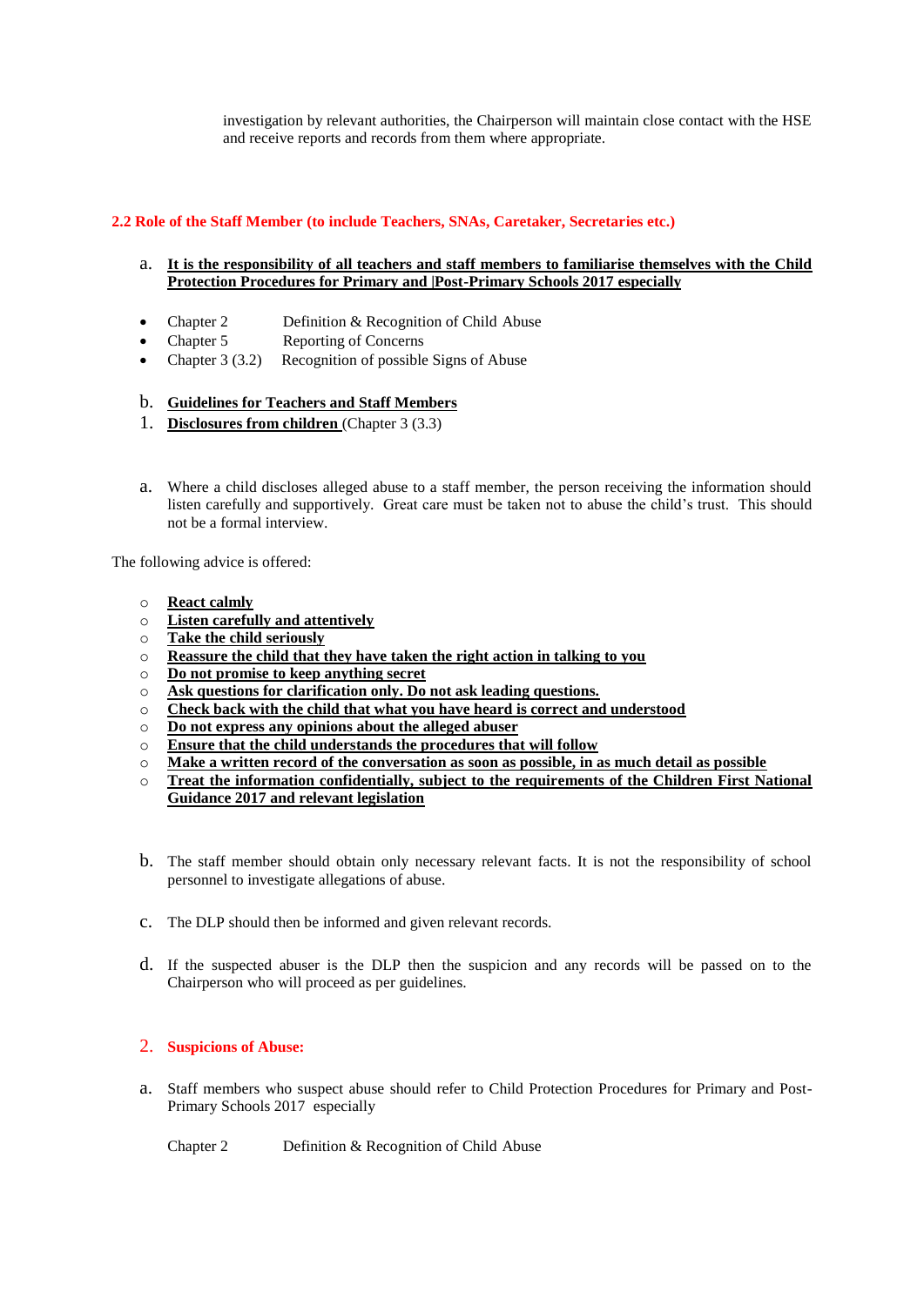investigation by relevant authorities, the Chairperson will maintain close contact with the HSE and receive reports and records from them where appropriate.

## 2.2 Role of the Staff Member (to include Teachers, SNAs, Caretaker, Secretaries etc.)

a. **It is the responsibility of all teachers and staff members to familiarise themselves with the Child Protection Procedures for Primary and |Post-Primary Schools 2017 especially**

- Chapter 2 Definition & Recognition of Child Abuse
- Chapter 5 Reporting of Concerns
- Chapter 3 (3.2) Recognition of possible Signs of Abuse

b. **Guidelines for Teachers and Staff Members**

1. **Disclosures from children** (Chapter 3 (3.3)

a. Where a child discloses alleged abuse to a staff member, the person receiving the information should listen carefully and supportively. Great care must be taken not to abuse the child's trust. This should not be a formal interview.

The following advice is offered:

- **React calmly**
- **Listen carefully and attentively**
- **Take the child seriously**
- **Reassure the child that they have taken the right action in talking to you**
- **Do not promise to keep anything secret**
- **Ask questions for clarification only. Do not ask leading questions.**
- **Check back with the child that what you have heard is correct and understood**
- **Do not express any opinions about the alleged abuser**
- **Ensure that the child understands the procedures that will follow**
- **Make a written record of the conversation as soon as possible, in as much detail as possible**
- **Treat the information confidentially, subject to the requirements of the Children First National Guidance 2017 and relevant legislation**

b. The staff member should obtain only necessary relevant facts. It is not the responsibility of school personnel to investigate allegations of abuse.

c. The DLP should then be informed and given relevant records.

d. If the suspected abuser is the DLP then the suspicion and any records will be passed on to the Chairperson who will proceed as per guidelines.

2. **Suspicions of Abuse:**

a. Staff members who suspect abuse should refer to Child Protection Procedures for Primary and Post-Primary Schools 2017 especially

Chapter 2 Definition & Recognition of Child Abuse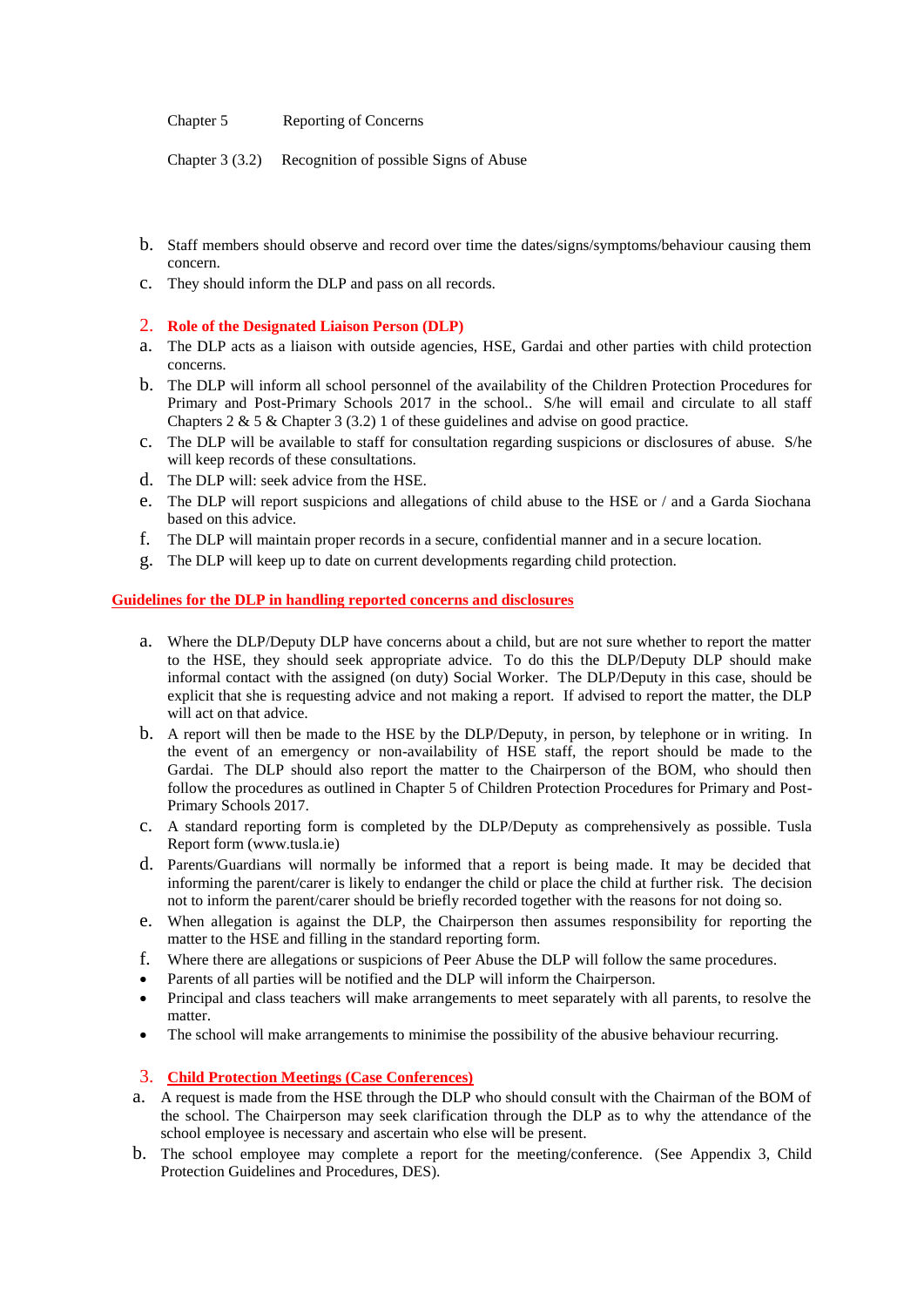Chapter 5 Reporting of Concerns

Chapter 3 (3.2) Recognition of possible Signs of Abuse

b. Staff members should observe and record over time the dates/signs/symptoms/behaviour causing them concern.
c. They should inform the DLP and pass on all records.

## 2. Role of the Designated Liaison Person (DLP)

a. The DLP acts as a liaison with outside agencies, HSE, Gardai and other parties with child protection concerns.
b. The DLP will inform all school personnel of the availability of the Children Protection Procedures for Primary and Post-Primary Schools 2017 in the school.. S/he will email and circulate to all staff Chapters 2 & 5 & Chapter 3 (3.2) 1 of these guidelines and advise on good practice.
c. The DLP will be available to staff for consultation regarding suspicions or disclosures of abuse. S/he will keep records of these consultations.
d. The DLP will: seek advice from the HSE.
e. The DLP will report suspicions and allegations of child abuse to the HSE or / and a Garda Siochana based on this advice.
f. The DLP will maintain proper records in a secure, confidential manner and in a secure location.
g. The DLP will keep up to date on current developments regarding child protection.

## Guidelines for the DLP in handling reported concerns and disclosures

a. Where the DLP/Deputy DLP have concerns about a child, but are not sure whether to report the matter to the HSE, they should seek appropriate advice. To do this the DLP/Deputy DLP should make informal contact with the assigned (on duty) Social Worker. The DLP/Deputy in this case, should be explicit that she is requesting advice and not making a report. If advised to report the matter, the DLP will act on that advice.
b. A report will then be made to the HSE by the DLP/Deputy, in person, by telephone or in writing. In the event of an emergency or non-availability of HSE staff, the report should be made to the Gardai. The DLP should also report the matter to the Chairperson of the BOM, who should then follow the procedures as outlined in Chapter 5 of Children Protection Procedures for Primary and Post-Primary Schools 2017.
c. A standard reporting form is completed by the DLP/Deputy as comprehensively as possible. Tusla Report form (www.tusla.ie)
d. Parents/Guardians will normally be informed that a report is being made. It may be decided that informing the parent/carer is likely to endanger the child or place the child at further risk. The decision not to inform the parent/carer should be briefly recorded together with the reasons for not doing so.
e. When allegation is against the DLP, the Chairperson then assumes responsibility for reporting the matter to the HSE and filling in the standard reporting form.
f. Where there are allegations or suspicions of Peer Abuse the DLP will follow the same procedures.

- Parents of all parties will be notified and the DLP will inform the Chairperson.
- Principal and class teachers will make arrangements to meet separately with all parents, to resolve the matter.
- The school will make arrangements to minimise the possibility of the abusive behaviour recurring.

## 3. Child Protection Meetings (Case Conferences)

a. A request is made from the HSE through the DLP who should consult with the Chairman of the BOM of the school. The Chairperson may seek clarification through the DLP as to why the attendance of the school employee is necessary and ascertain who else will be present.
b. The school employee may complete a report for the meeting/conference. (See Appendix 3, Child Protection Guidelines and Procedures, DES).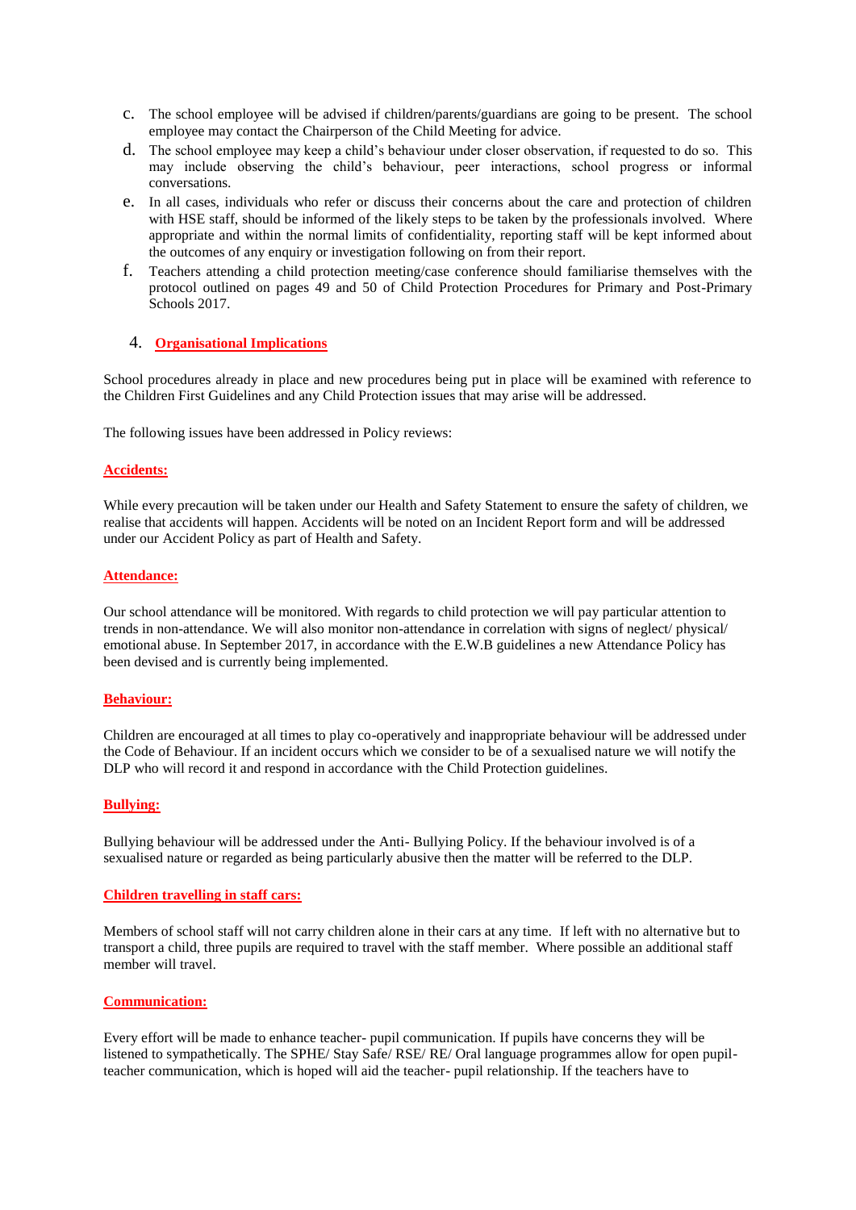c. The school employee will be advised if children/parents/guardians are going to be present. The school employee may contact the Chairperson of the Child Meeting for advice.

d. The school employee may keep a child's behaviour under closer observation, if requested to do so. This may include observing the child's behaviour, peer interactions, school progress or informal conversations.

e. In all cases, individuals who refer or discuss their concerns about the care and protection of children with HSE staff, should be informed of the likely steps to be taken by the professionals involved. Where appropriate and within the normal limits of confidentiality, reporting staff will be kept informed about the outcomes of any enquiry or investigation following on from their report.

f. Teachers attending a child protection meeting/case conference should familiarise themselves with the protocol outlined on pages 49 and 50 of Child Protection Procedures for Primary and Post-Primary Schools 2017.

## 4. Organisational Implications

School procedures already in place and new procedures being put in place will be examined with reference to the Children First Guidelines and any Child Protection issues that may arise will be addressed.

The following issues have been addressed in Policy reviews:

### Accidents:

While every precaution will be taken under our Health and Safety Statement to ensure the safety of children, we realise that accidents will happen. Accidents will be noted on an Incident Report form and will be addressed under our Accident Policy as part of Health and Safety.

### Attendance:

Our school attendance will be monitored. With regards to child protection we will pay particular attention to trends in non-attendance. We will also monitor non-attendance in correlation with signs of neglect/ physical/ emotional abuse. In September 2017, in accordance with the E.W.B guidelines a new Attendance Policy has been devised and is currently being implemented.

### Behaviour:

Children are encouraged at all times to play co-operatively and inappropriate behaviour will be addressed under the Code of Behaviour. If an incident occurs which we consider to be of a sexualised nature we will notify the DLP who will record it and respond in accordance with the Child Protection guidelines.

### Bullying:

Bullying behaviour will be addressed under the Anti- Bullying Policy. If the behaviour involved is of a sexualised nature or regarded as being particularly abusive then the matter will be referred to the DLP.

### Children travelling in staff cars:

Members of school staff will not carry children alone in their cars at any time. If left with no alternative but to transport a child, three pupils are required to travel with the staff member. Where possible an additional staff member will travel.

### Communication:

Every effort will be made to enhance teacher- pupil communication. If pupils have concerns they will be listened to sympathetically. The SPHE/ Stay Safe/ RSE/ RE/ Oral language programmes allow for open pupil-teacher communication, which is hoped will aid the teacher- pupil relationship. If the teachers have to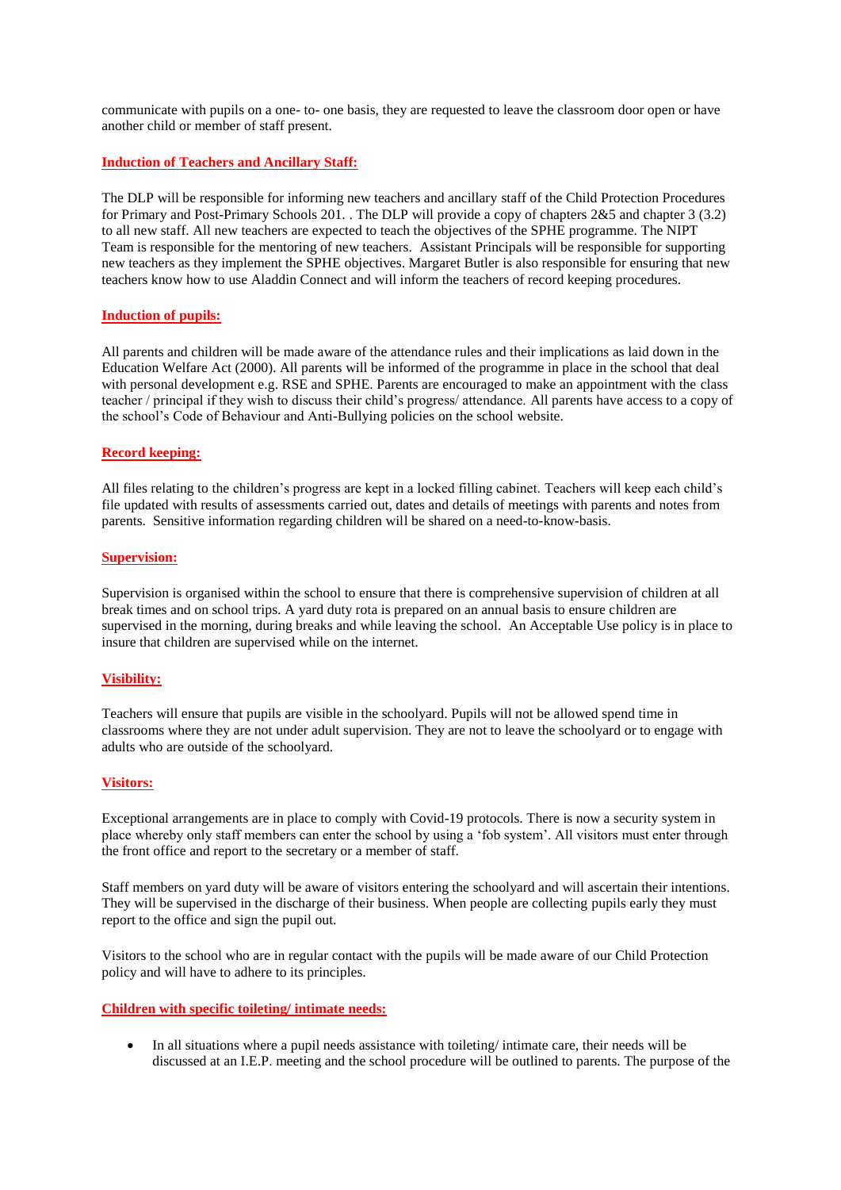communicate with pupils on a one- to- one basis, they are requested to leave the classroom door open or have another child or member of staff present.

**Induction of Teachers and Ancillary Staff:**

The DLP will be responsible for informing new teachers and ancillary staff of the Child Protection Procedures for Primary and Post-Primary Schools 201. . The DLP will provide a copy of chapters 2&5 and chapter 3 (3.2) to all new staff. All new teachers are expected to teach the objectives of the SPHE programme. The NIPT Team is responsible for the mentoring of new teachers. Assistant Principals will be responsible for supporting new teachers as they implement the SPHE objectives. Margaret Butler is also responsible for ensuring that new teachers know how to use Aladdin Connect and will inform the teachers of record keeping procedures.

**Induction of pupils:**

All parents and children will be made aware of the attendance rules and their implications as laid down in the Education Welfare Act (2000). All parents will be informed of the programme in place in the school that deal with personal development e.g. RSE and SPHE. Parents are encouraged to make an appointment with the class teacher / principal if they wish to discuss their child's progress/ attendance. All parents have access to a copy of the school's Code of Behaviour and Anti-Bullying policies on the school website.

**Record keeping:**

All files relating to the children's progress are kept in a locked filling cabinet. Teachers will keep each child's file updated with results of assessments carried out, dates and details of meetings with parents and notes from parents. Sensitive information regarding children will be shared on a need-to-know-basis.

**Supervision:**

Supervision is organised within the school to ensure that there is comprehensive supervision of children at all break times and on school trips. A yard duty rota is prepared on an annual basis to ensure children are supervised in the morning, during breaks and while leaving the school. An Acceptable Use policy is in place to insure that children are supervised while on the internet.

**Visibility:**

Teachers will ensure that pupils are visible in the schoolyard. Pupils will not be allowed spend time in classrooms where they are not under adult supervision. They are not to leave the schoolyard or to engage with adults who are outside of the schoolyard.

**Visitors:**

Exceptional arrangements are in place to comply with Covid-19 protocols. There is now a security system in place whereby only staff members can enter the school by using a 'fob system'. All visitors must enter through the front office and report to the secretary or a member of staff.

Staff members on yard duty will be aware of visitors entering the schoolyard and will ascertain their intentions. They will be supervised in the discharge of their business. When people are collecting pupils early they must report to the office and sign the pupil out.

Visitors to the school who are in regular contact with the pupils will be made aware of our Child Protection policy and will have to adhere to its principles.

**Children with specific toileting/ intimate needs:**

- In all situations where a pupil needs assistance with toileting/ intimate care, their needs will be discussed at an I.E.P. meeting and the school procedure will be outlined to parents. The purpose of the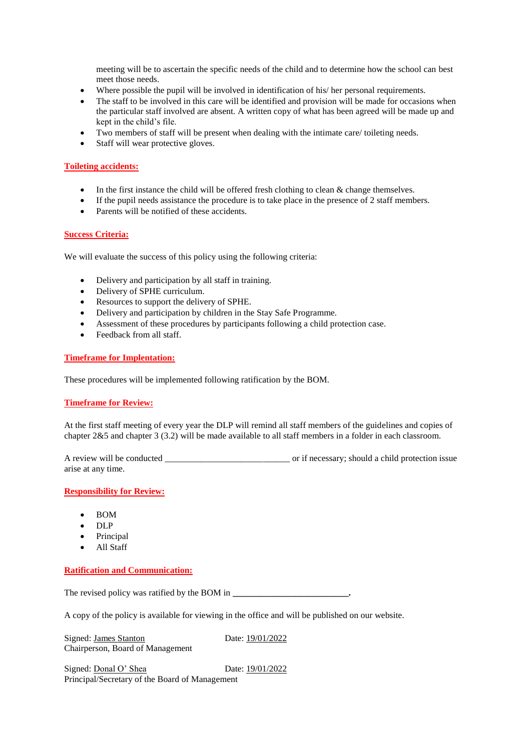meeting will be to ascertain the specific needs of the child and to determine how the school can best meet those needs.

- Where possible the pupil will be involved in identification of his/ her personal requirements.
- The staff to be involved in this care will be identified and provision will be made for occasions when the particular staff involved are absent. A written copy of what has been agreed will be made up and kept in the child's file.
- Two members of staff will be present when dealing with the intimate care/ toileting needs.
- Staff will wear protective gloves.

## Toileting accidents:

- In the first instance the child will be offered fresh clothing to clean & change themselves.
- If the pupil needs assistance the procedure is to take place in the presence of 2 staff members.
- Parents will be notified of these accidents.

## Success Criteria:

We will evaluate the success of this policy using the following criteria:

- Delivery and participation by all staff in training.
- Delivery of SPHE curriculum.
- Resources to support the delivery of SPHE.
- Delivery and participation by children in the Stay Safe Programme.
- Assessment of these procedures by participants following a child protection case.
- Feedback from all staff.

## Timeframe for Implentation:

These procedures will be implemented following ratification by the BOM.

## Timeframe for Review:

At the first staff meeting of every year the DLP will remind all staff members of the guidelines and copies of chapter 2&5 and chapter 3 (3.2) will be made available to all staff members in a folder in each classroom.

A review will be conducted ____________________________ or if necessary; should a child protection issue arise at any time.

## Responsibility for Review:

- BOM
- DLP
- Principal
- All Staff

## Ratification and Communication:

The revised policy was ratified by the BOM in **__________________________.**

A copy of the policy is available for viewing in the office and will be published on our website.

Signed: James Stanton Date: 19/01/2022
Chairperson, Board of Management

Signed: Donal O' Shea Date: 19/01/2022
Principal/Secretary of the Board of Management